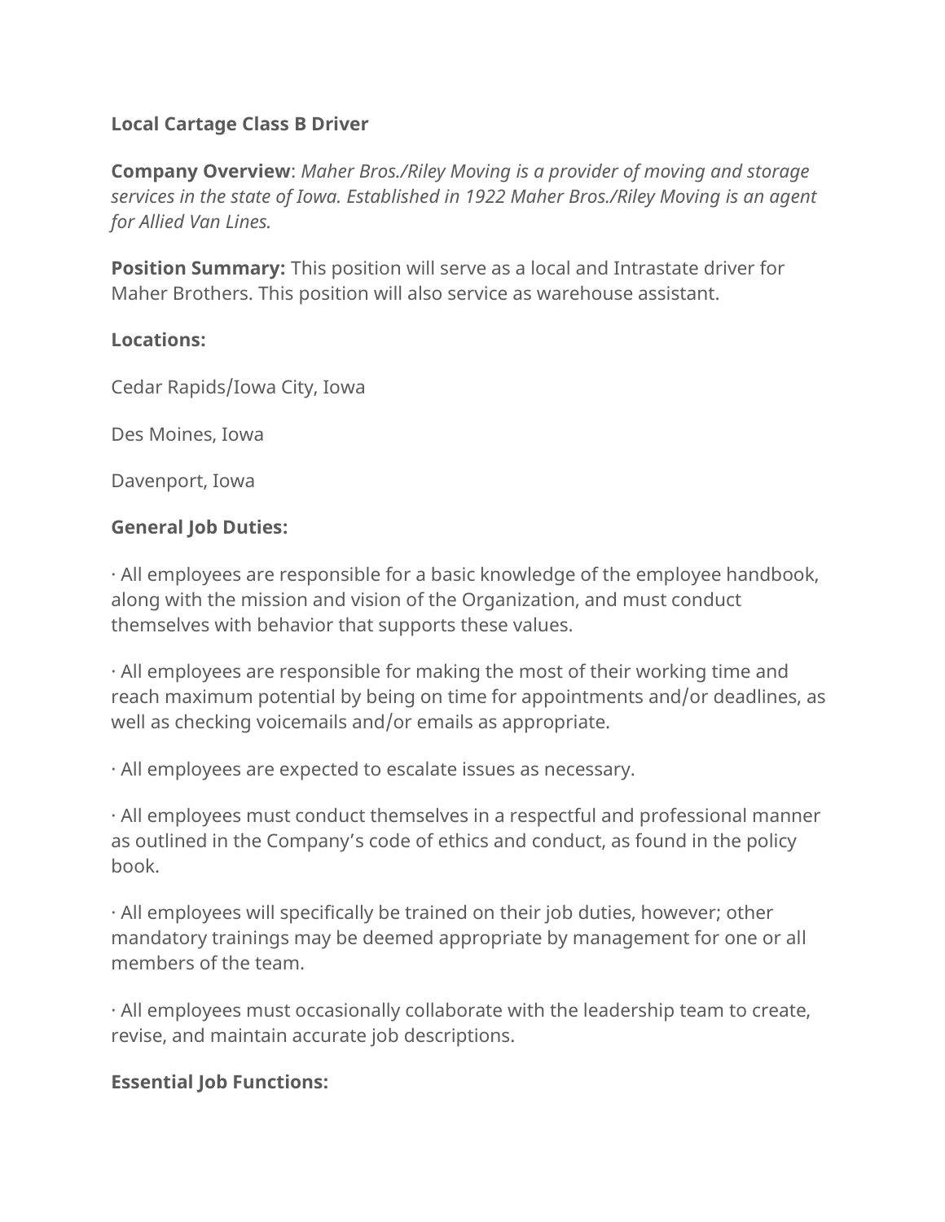**Local Cartage Class B Driver**

**Company Overview**: *Maher Bros./Riley Moving is a provider of moving and storage services in the state of Iowa. Established in 1922 Maher Bros./Riley Moving is an agent for Allied Van Lines.*

**Position Summary:** This position will serve as a local and Intrastate driver for Maher Brothers. This position will also service as warehouse assistant.

**Locations:**

Cedar Rapids/Iowa City, Iowa

Des Moines, Iowa

Davenport, Iowa

**General Job Duties:**

· All employees are responsible for a basic knowledge of the employee handbook, along with the mission and vision of the Organization, and must conduct themselves with behavior that supports these values.

· All employees are responsible for making the most of their working time and reach maximum potential by being on time for appointments and/or deadlines, as well as checking voicemails and/or emails as appropriate.

· All employees are expected to escalate issues as necessary.

· All employees must conduct themselves in a respectful and professional manner as outlined in the Company's code of ethics and conduct, as found in the policy book.

· All employees will specifically be trained on their job duties, however; other mandatory trainings may be deemed appropriate by management for one or all members of the team.

· All employees must occasionally collaborate with the leadership team to create, revise, and maintain accurate job descriptions.

**Essential Job Functions:**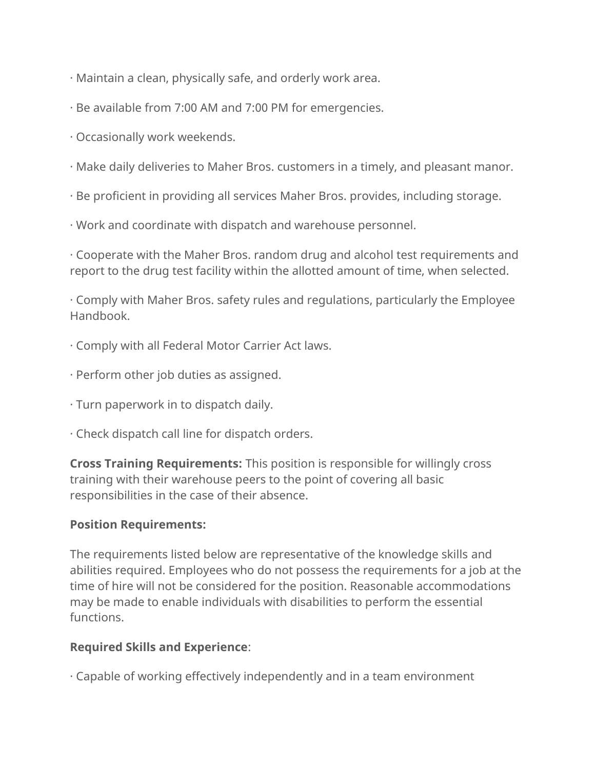· Maintain a clean, physically safe, and orderly work area.

· Be available from 7:00 AM and 7:00 PM for emergencies.

· Occasionally work weekends.

· Make daily deliveries to Maher Bros. customers in a timely, and pleasant manor.

· Be proficient in providing all services Maher Bros. provides, including storage.

· Work and coordinate with dispatch and warehouse personnel.

· Cooperate with the Maher Bros. random drug and alcohol test requirements and report to the drug test facility within the allotted amount of time, when selected.

· Comply with Maher Bros. safety rules and regulations, particularly the Employee Handbook.

· Comply with all Federal Motor Carrier Act laws.

· Perform other job duties as assigned.

· Turn paperwork in to dispatch daily.

· Check dispatch call line for dispatch orders.

**Cross Training Requirements:** This position is responsible for willingly cross training with their warehouse peers to the point of covering all basic responsibilities in the case of their absence.

**Position Requirements:**

The requirements listed below are representative of the knowledge skills and abilities required. Employees who do not possess the requirements for a job at the time of hire will not be considered for the position. Reasonable accommodations may be made to enable individuals with disabilities to perform the essential functions.

**Required Skills and Experience**:

· Capable of working effectively independently and in a team environment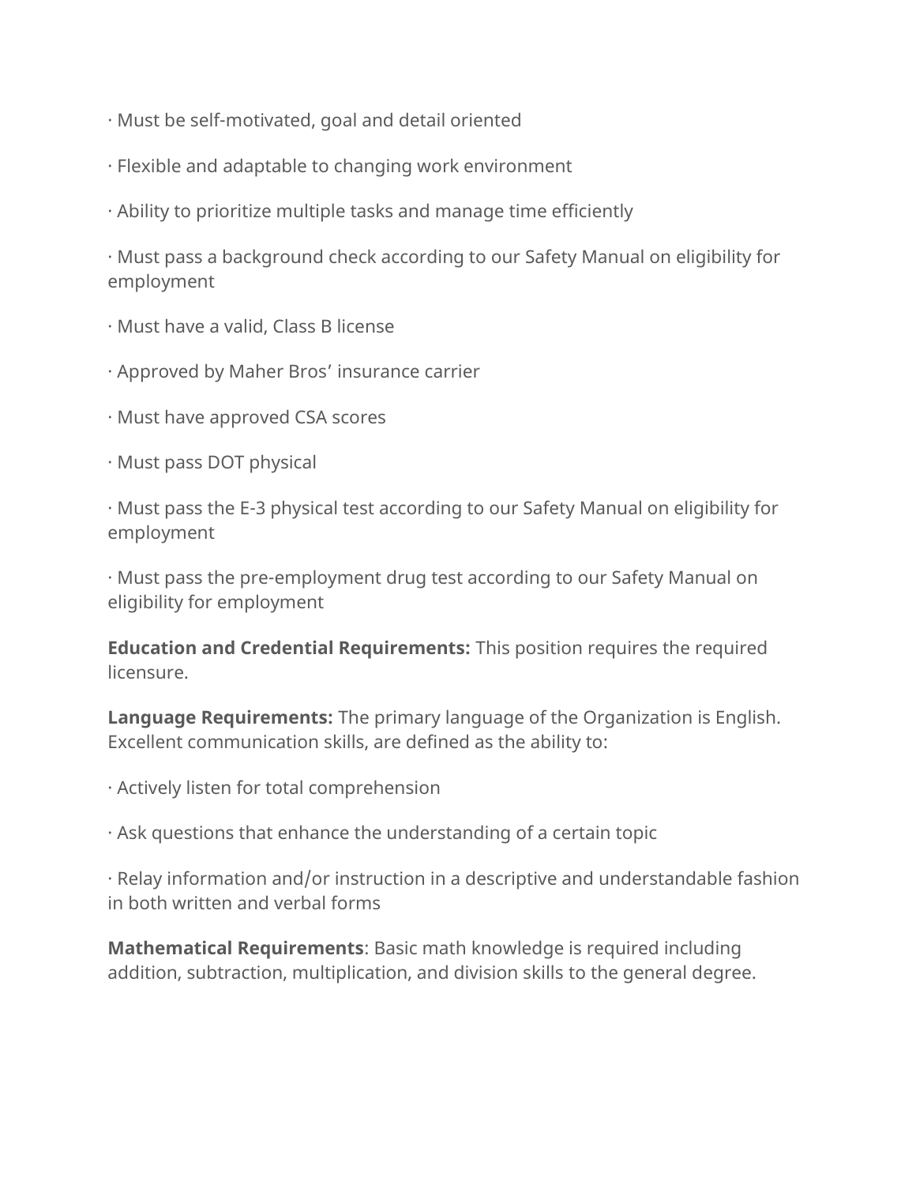· Must be self-motivated, goal and detail oriented

· Flexible and adaptable to changing work environment

· Ability to prioritize multiple tasks and manage time efficiently

· Must pass a background check according to our Safety Manual on eligibility for employment

· Must have a valid, Class B license

· Approved by Maher Bros' insurance carrier

· Must have approved CSA scores

· Must pass DOT physical

· Must pass the E-3 physical test according to our Safety Manual on eligibility for employment

· Must pass the pre-employment drug test according to our Safety Manual on eligibility for employment

**Education and Credential Requirements:** This position requires the required licensure.

**Language Requirements:** The primary language of the Organization is English. Excellent communication skills, are defined as the ability to:

· Actively listen for total comprehension

· Ask questions that enhance the understanding of a certain topic

· Relay information and/or instruction in a descriptive and understandable fashion in both written and verbal forms

**Mathematical Requirements**: Basic math knowledge is required including addition, subtraction, multiplication, and division skills to the general degree.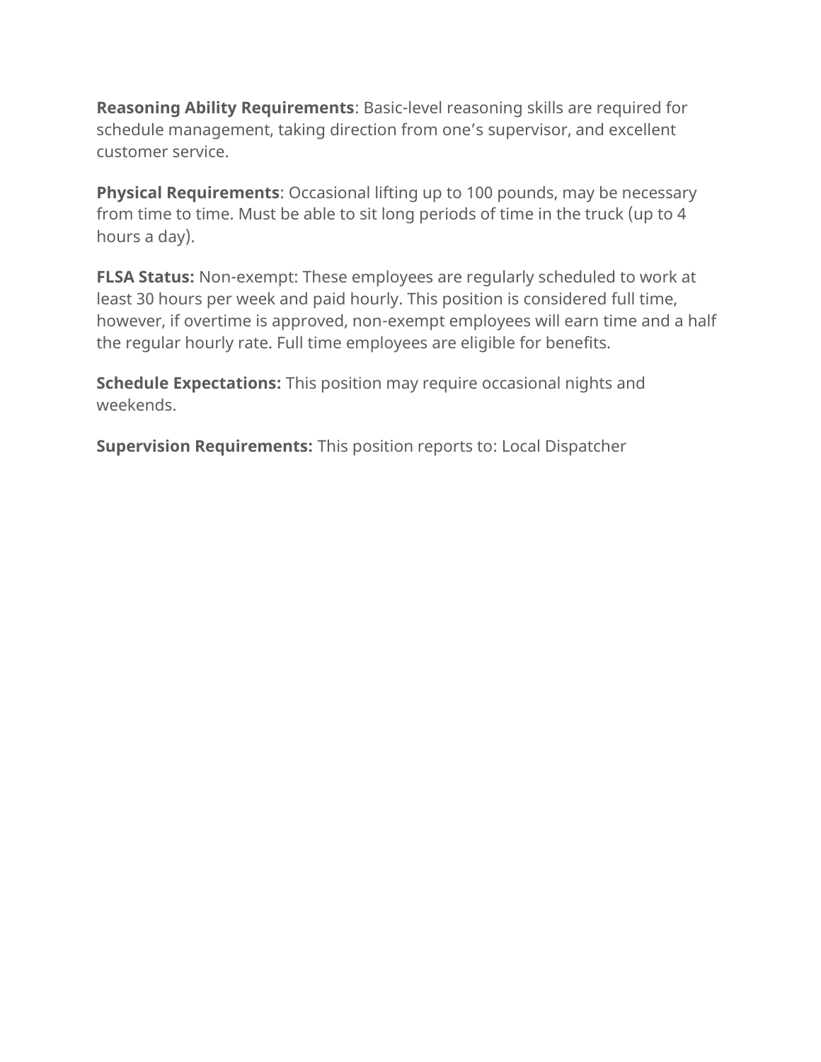**Reasoning Ability Requirements**: Basic-level reasoning skills are required for schedule management, taking direction from one's supervisor, and excellent customer service.

**Physical Requirements**: Occasional lifting up to 100 pounds, may be necessary from time to time. Must be able to sit long periods of time in the truck (up to 4 hours a day).

**FLSA Status:** Non-exempt: These employees are regularly scheduled to work at least 30 hours per week and paid hourly. This position is considered full time, however, if overtime is approved, non-exempt employees will earn time and a half the regular hourly rate. Full time employees are eligible for benefits.

**Schedule Expectations:** This position may require occasional nights and weekends.

**Supervision Requirements:** This position reports to: Local Dispatcher